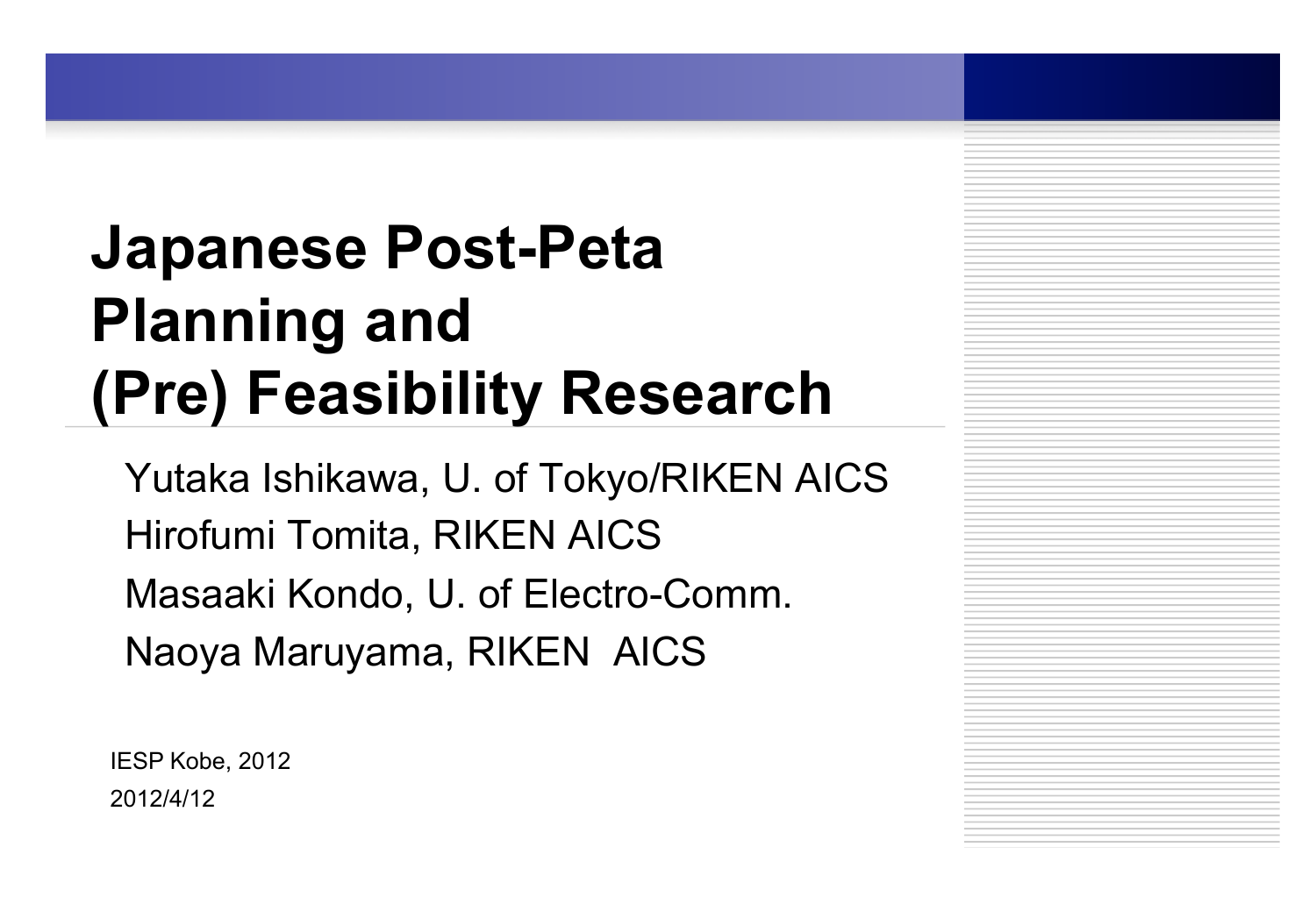# Japanese Post-Peta Planning and (Pre) Feasibility Research

Yutaka Ishikawa, U. of Tokyo/RIKEN AICS

Hirofumi Tomita, RIKEN AICS

Masaaki Kondo, U. of Electro-Comm.

Naoya Maruyama, RIKEN AICS

IESP Kobe, 2012

2012/4/12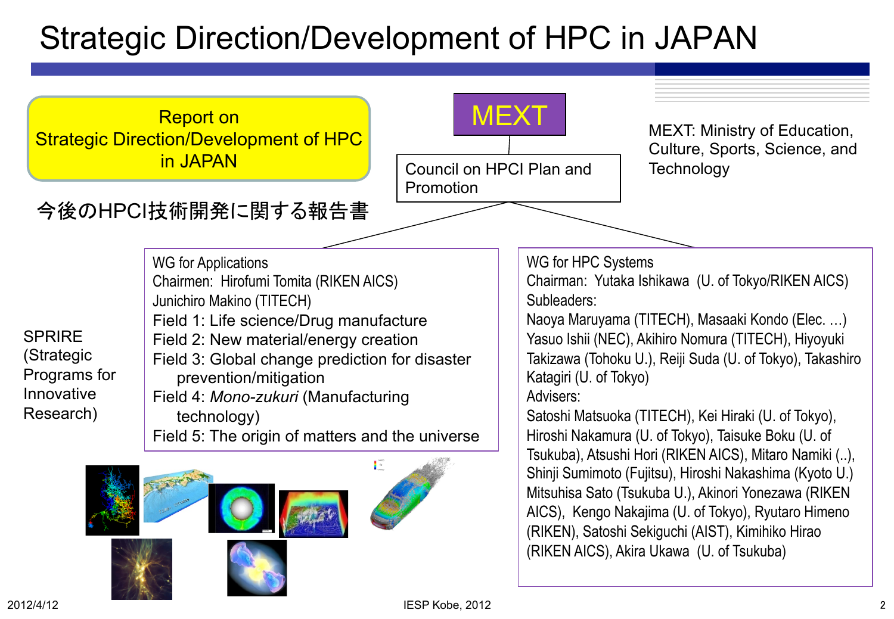# Strategic Direction/Development of HPC in JAPAN

Report on
Strategic Direction/Development of HPC in JAPAN

今後のHPCI技術開発に関する報告書

MEXT

Council on HPCI Plan and Promotion

MEXT: Ministry of Education, Culture, Sports, Science, and Technology

SPRIRE (Strategic Programs for Innovative Research)

WG for Applications
Chairmen: Hirofumi Tomita (RIKEN AICS)
Junichiro Makino (TITECH)

- Field 1: Life science/Drug manufacture
- Field 2: New material/energy creation
- Field 3: Global change prediction for disaster prevention/mitigation
- Field 4: *Mono-zukuri* (Manufacturing technology)
- Field 5: The origin of matters and the universe

WG for HPC Systems
Chairman: Yutaka Ishikawa (U. of Tokyo/RIKEN AICS)
Subleaders:
Naoya Maruyama (TITECH), Masaaki Kondo (Elec. …) Yasuo Ishii (NEC), Akihiro Nomura (TITECH), Hiyoyuki Takizawa (Tohoku U.), Reiji Suda (U. of Tokyo), Takashiro Katagiri (U. of Tokyo)
Advisers:
Satoshi Matsuoka (TITECH), Kei Hiraki (U. of Tokyo), Hiroshi Nakamura (U. of Tokyo), Taisuke Boku (U. of Tsukuba), Atsushi Hori (RIKEN AICS), Mitaro Namiki (..), Shinji Sumimoto (Fujitsu), Hiroshi Nakashima (Kyoto U.) Mitsuhisa Sato (Tsukuba U.), Akinori Yonezawa (RIKEN AICS), Kengo Nakajima (U. of Tokyo), Ryutaro Himeno (RIKEN), Satoshi Sekiguchi (AIST), Kimihiko Hirao (RIKEN AICS), Akira Ukawa (U. of Tsukuba)

2012/4/12 IESP Kobe, 2012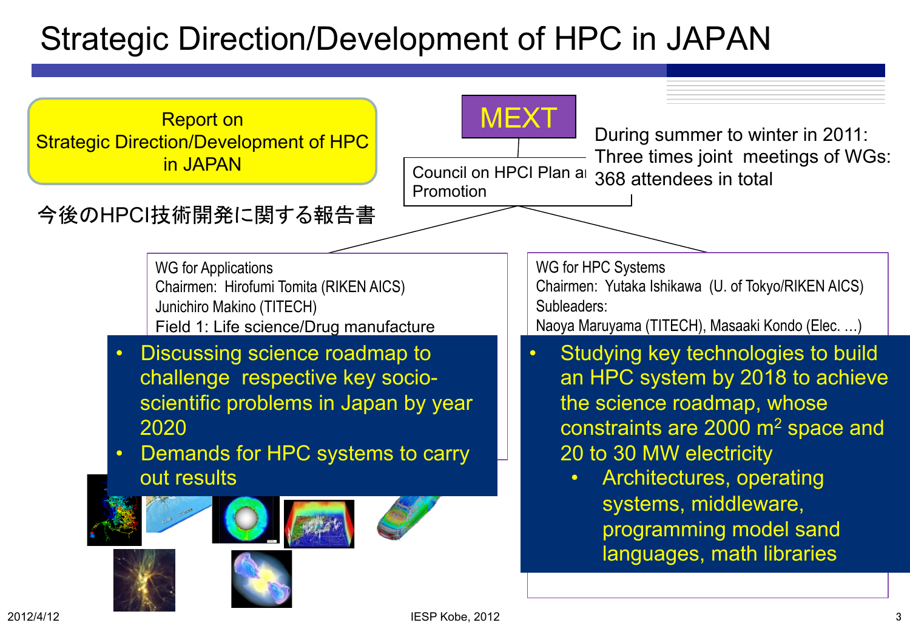# Strategic Direction/Development of HPC in JAPAN

Report on
Strategic Direction/Development of HPC
in JAPAN

今後のHPCI技術開発に関する報告書

MEXT

Council on HPCI Plan and Promotion

During summer to winter in 2011:
Three times joint meetings of WGs:
368 attendees in total

WG for Applications
Chairmen: Hirofumi Tomita (RIKEN AICS)
Junichiro Makino (TITECH)
Field 1: Life science/Drug manufacture

- Discussing science roadmap to challenge respective key socio-scientific problems in Japan by year 2020
- Demands for HPC systems to carry out results

WG for HPC Systems
Chairmen: Yutaka Ishikawa (U. of Tokyo/RIKEN AICS)
Subleaders:
Naoya Maruyama (TITECH), Masaaki Kondo (Elec. …)

- Studying key technologies to build an HPC system by 2018 to achieve the science roadmap, whose constraints are 2000 $m^2$ space and 20 to 30 MW electricity
  - Architectures, operating systems, middleware, programming model sand languages, math libraries

2012/4/12

IESP Kobe, 2012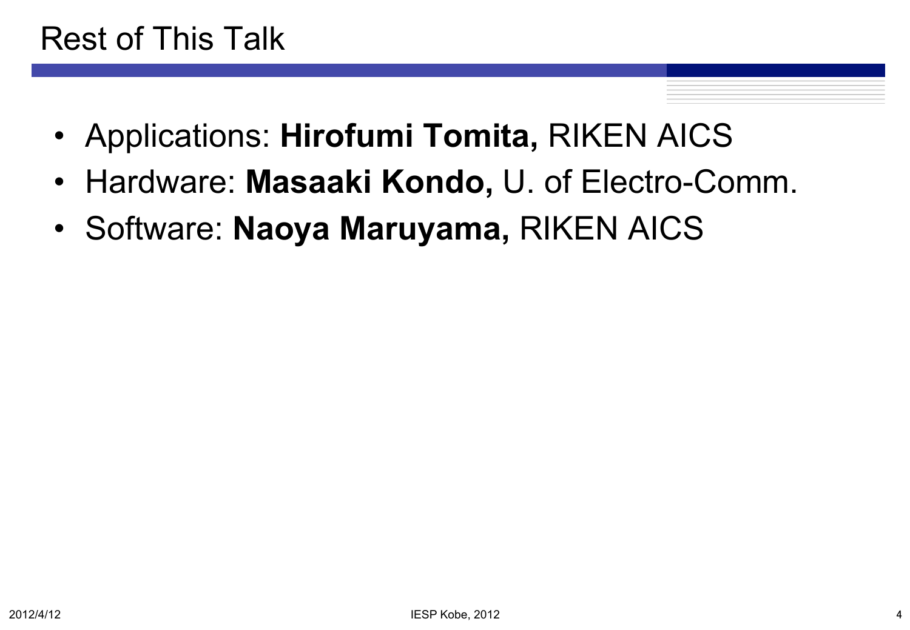# Rest of This Talk

- Applications: **Hirofumi Tomita,** RIKEN AICS
- Hardware: **Masaaki Kondo,** U. of Electro-Comm.
- Software: **Naoya Maruyama,** RIKEN AICS